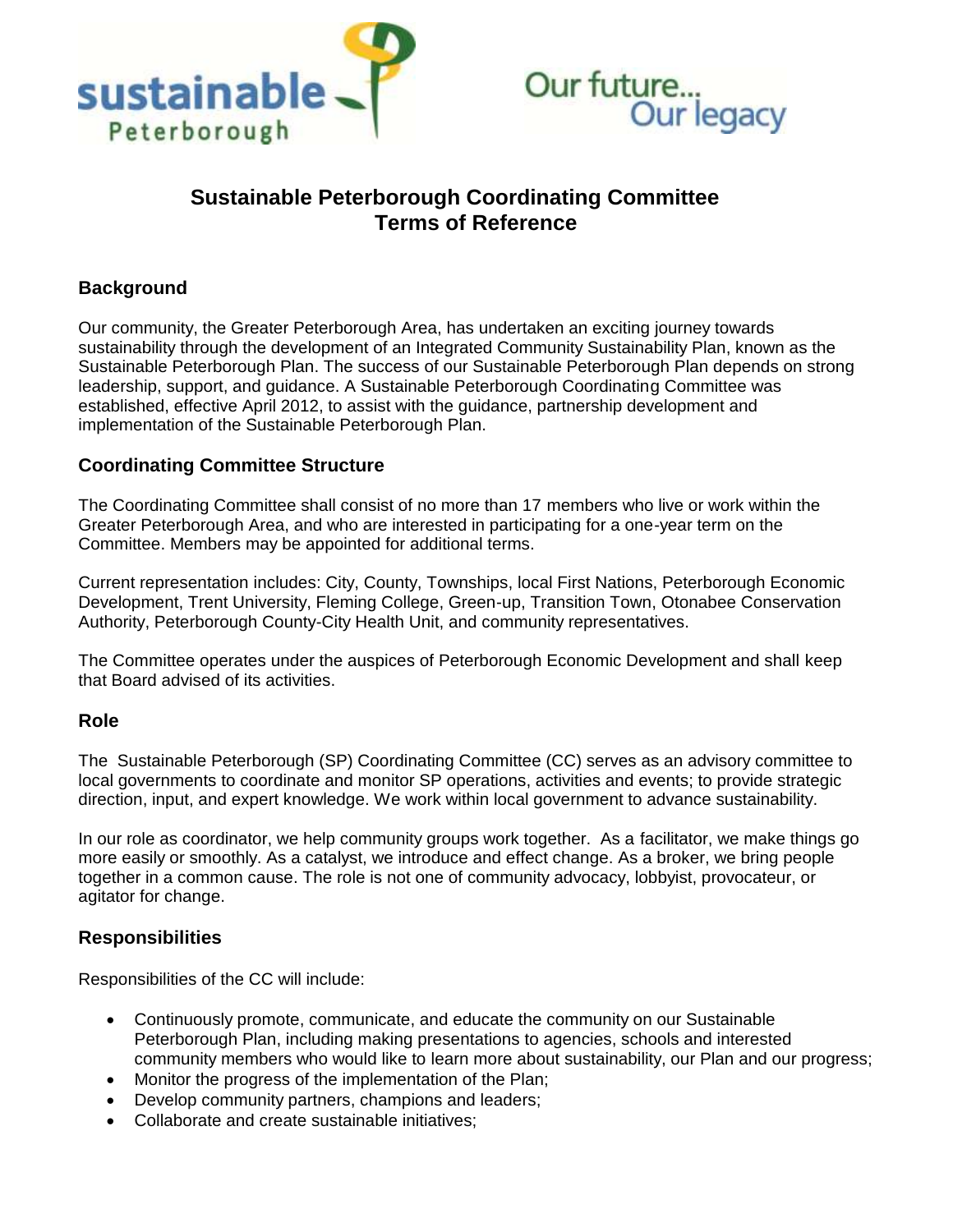sustainable Peterborough

Our future... Our legacy

# Sustainable Peterborough Coordinating Committee Terms of Reference

## Background

Our community, the Greater Peterborough Area, has undertaken an exciting journey towards sustainability through the development of an Integrated Community Sustainability Plan, known as the Sustainable Peterborough Plan. The success of our Sustainable Peterborough Plan depends on strong leadership, support, and guidance. A Sustainable Peterborough Coordinating Committee was established, effective April 2012, to assist with the guidance, partnership development and implementation of the Sustainable Peterborough Plan.

## Coordinating Committee Structure

The Coordinating Committee shall consist of no more than 17 members who live or work within the Greater Peterborough Area, and who are interested in participating for a one-year term on the Committee. Members may be appointed for additional terms.

Current representation includes: City, County, Townships, local First Nations, Peterborough Economic Development, Trent University, Fleming College, Green-up, Transition Town, Otonabee Conservation Authority, Peterborough County-City Health Unit, and community representatives.

The Committee operates under the auspices of Peterborough Economic Development and shall keep that Board advised of its activities.

## Role

The Sustainable Peterborough (SP) Coordinating Committee (CC) serves as an advisory committee to local governments to coordinate and monitor SP operations, activities and events; to provide strategic direction, input, and expert knowledge. We work within local government to advance sustainability.

In our role as coordinator, we help community groups work together. As a facilitator, we make things go more easily or smoothly. As a catalyst, we introduce and effect change. As a broker, we bring people together in a common cause. The role is not one of community advocacy, lobbyist, provocateur, or agitator for change.

## Responsibilities

Responsibilities of the CC will include:

- Continuously promote, communicate, and educate the community on our Sustainable Peterborough Plan, including making presentations to agencies, schools and interested community members who would like to learn more about sustainability, our Plan and our progress;
- Monitor the progress of the implementation of the Plan;
- Develop community partners, champions and leaders;
- Collaborate and create sustainable initiatives;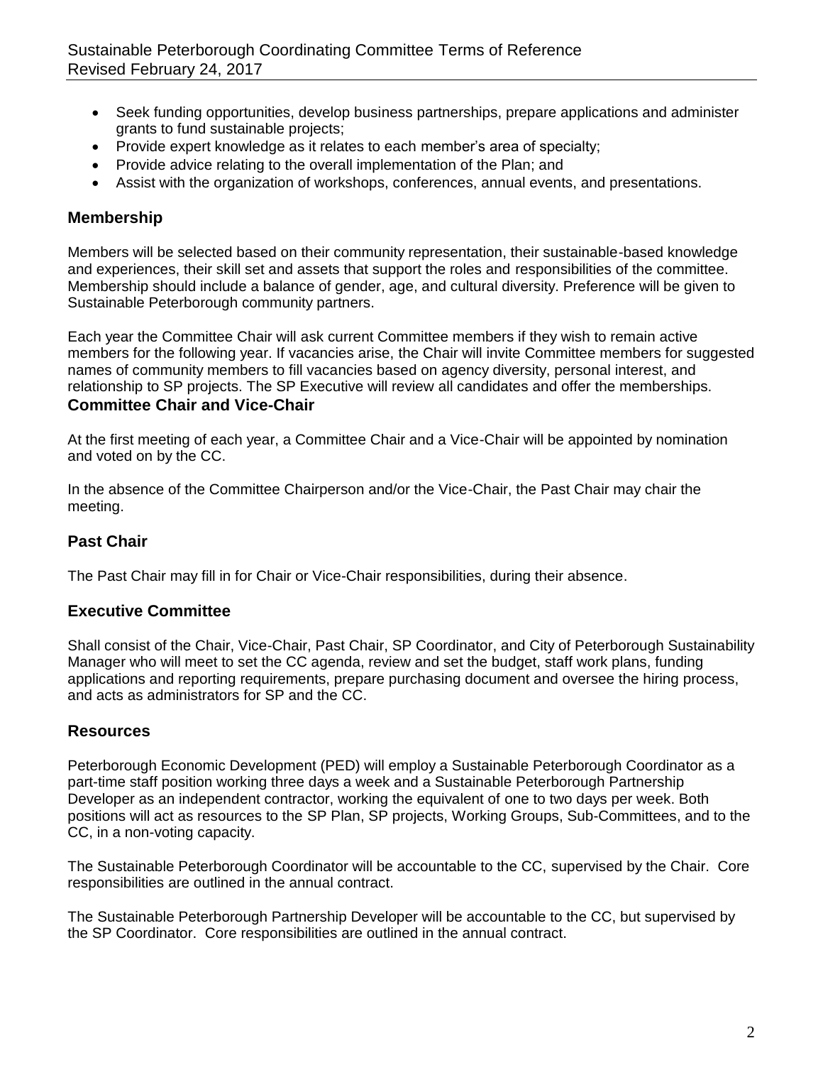- Seek funding opportunities, develop business partnerships, prepare applications and administer grants to fund sustainable projects;
- Provide expert knowledge as it relates to each member's area of specialty;
- Provide advice relating to the overall implementation of the Plan; and
- Assist with the organization of workshops, conferences, annual events, and presentations.

## Membership

Members will be selected based on their community representation, their sustainable-based knowledge and experiences, their skill set and assets that support the roles and responsibilities of the committee. Membership should include a balance of gender, age, and cultural diversity. Preference will be given to Sustainable Peterborough community partners.

Each year the Committee Chair will ask current Committee members if they wish to remain active members for the following year. If vacancies arise, the Chair will invite Committee members for suggested names of community members to fill vacancies based on agency diversity, personal interest, and relationship to SP projects. The SP Executive will review all candidates and offer the memberships.

## Committee Chair and Vice-Chair

At the first meeting of each year, a Committee Chair and a Vice-Chair will be appointed by nomination and voted on by the CC.

In the absence of the Committee Chairperson and/or the Vice-Chair, the Past Chair may chair the meeting.

## Past Chair

The Past Chair may fill in for Chair or Vice-Chair responsibilities, during their absence.

## Executive Committee

Shall consist of the Chair, Vice-Chair, Past Chair, SP Coordinator, and City of Peterborough Sustainability Manager who will meet to set the CC agenda, review and set the budget, staff work plans, funding applications and reporting requirements, prepare purchasing document and oversee the hiring process, and acts as administrators for SP and the CC.

## Resources

Peterborough Economic Development (PED) will employ a Sustainable Peterborough Coordinator as a part-time staff position working three days a week and a Sustainable Peterborough Partnership Developer as an independent contractor, working the equivalent of one to two days per week. Both positions will act as resources to the SP Plan, SP projects, Working Groups, Sub-Committees, and to the CC, in a non-voting capacity.

The Sustainable Peterborough Coordinator will be accountable to the CC, supervised by the Chair. Core responsibilities are outlined in the annual contract.

The Sustainable Peterborough Partnership Developer will be accountable to the CC, but supervised by the SP Coordinator. Core responsibilities are outlined in the annual contract.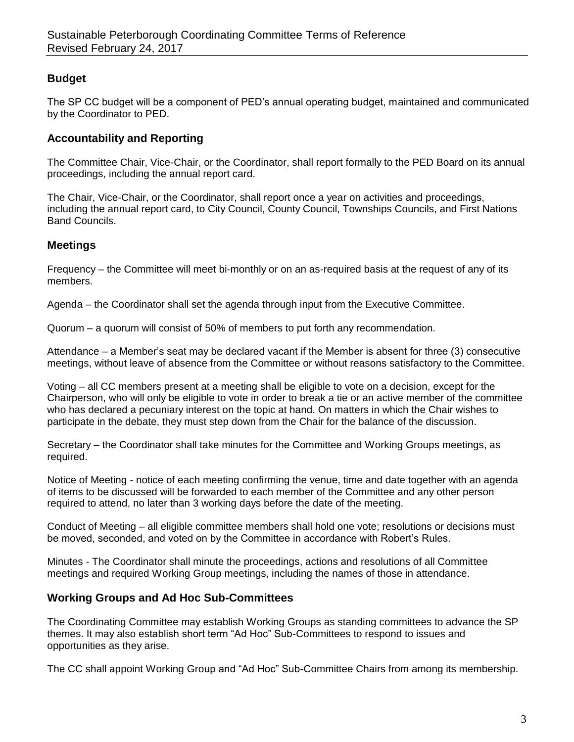## Budget

The SP CC budget will be a component of PED's annual operating budget, maintained and communicated by the Coordinator to PED.

## Accountability and Reporting

The Committee Chair, Vice-Chair, or the Coordinator, shall report formally to the PED Board on its annual proceedings, including the annual report card.

The Chair, Vice-Chair, or the Coordinator, shall report once a year on activities and proceedings, including the annual report card, to City Council, County Council, Townships Councils, and First Nations Band Councils.

## Meetings

Frequency – the Committee will meet bi-monthly or on an as-required basis at the request of any of its members.

Agenda – the Coordinator shall set the agenda through input from the Executive Committee.

Quorum – a quorum will consist of 50% of members to put forth any recommendation.

Attendance – a Member's seat may be declared vacant if the Member is absent for three (3) consecutive meetings, without leave of absence from the Committee or without reasons satisfactory to the Committee.

Voting – all CC members present at a meeting shall be eligible to vote on a decision, except for the Chairperson, who will only be eligible to vote in order to break a tie or an active member of the committee who has declared a pecuniary interest on the topic at hand. On matters in which the Chair wishes to participate in the debate, they must step down from the Chair for the balance of the discussion.

Secretary – the Coordinator shall take minutes for the Committee and Working Groups meetings, as required.

Notice of Meeting - notice of each meeting confirming the venue, time and date together with an agenda of items to be discussed will be forwarded to each member of the Committee and any other person required to attend, no later than 3 working days before the date of the meeting.

Conduct of Meeting – all eligible committee members shall hold one vote; resolutions or decisions must be moved, seconded, and voted on by the Committee in accordance with Robert's Rules.

Minutes - The Coordinator shall minute the proceedings, actions and resolutions of all Committee meetings and required Working Group meetings, including the names of those in attendance.

## Working Groups and Ad Hoc Sub-Committees

The Coordinating Committee may establish Working Groups as standing committees to advance the SP themes. It may also establish short term "Ad Hoc" Sub-Committees to respond to issues and opportunities as they arise.

The CC shall appoint Working Group and "Ad Hoc" Sub-Committee Chairs from among its membership.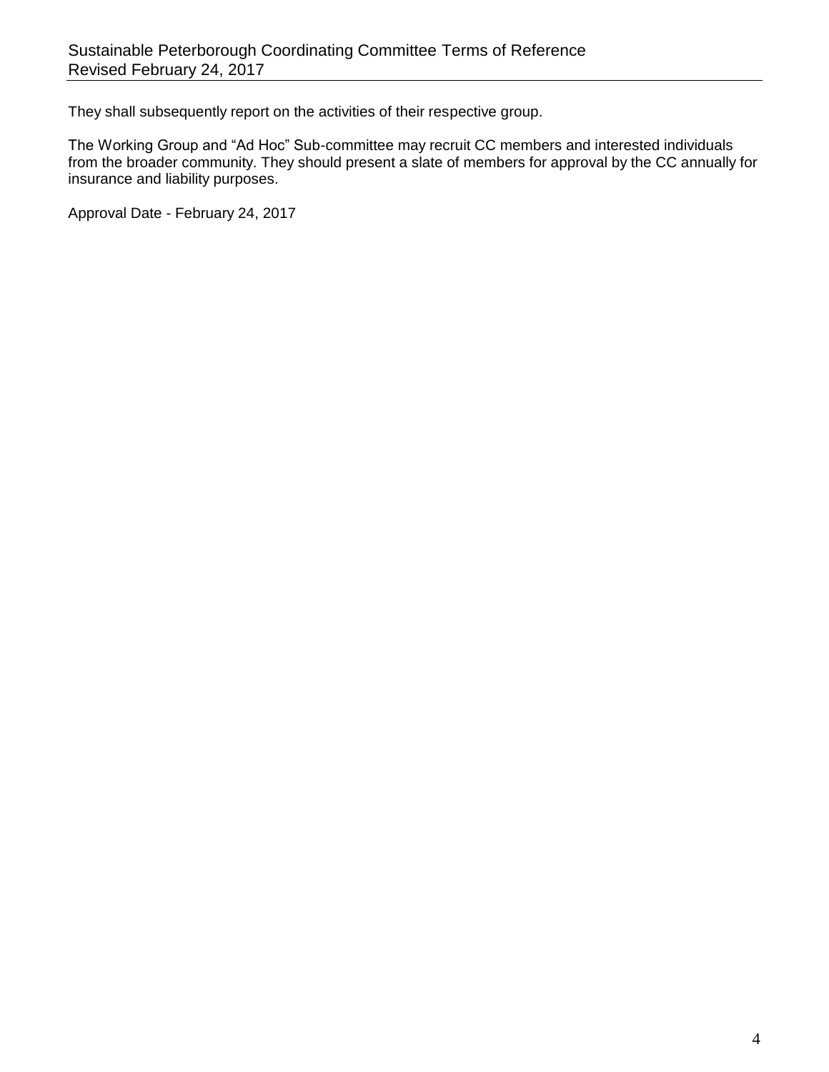They shall subsequently report on the activities of their respective group.

The Working Group and “Ad Hoc” Sub-committee may recruit CC members and interested individuals from the broader community. They should present a slate of members for approval by the CC annually for insurance and liability purposes.

Approval Date - February 24, 2017